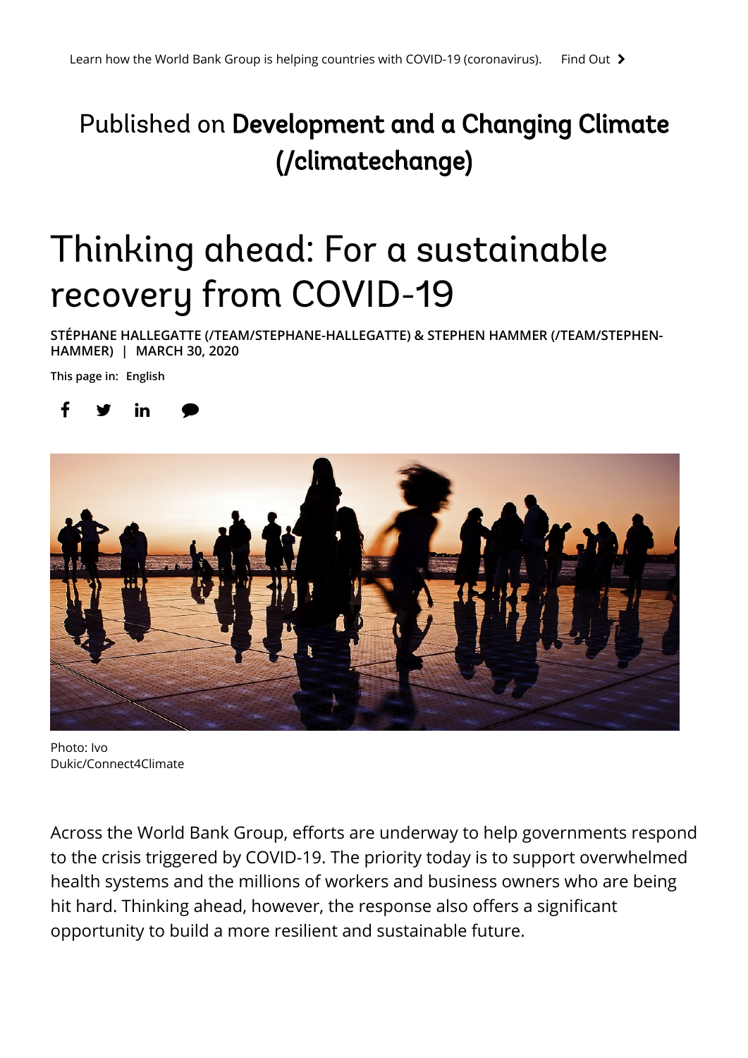Learn how the World Bank Group is helping countries with COVID-19 (coronavirus). Find Out

Published on **Development and a Changing Climate (/climatechange)**

# Thinking ahead: For a sustainable recovery from COVID-19

**STÉPHANE HALLEGATTE (/TEAM/STEPHANE-HALLEGATTE) & STEPHEN HAMMER (/TEAM/STEPHEN-HAMMER) | MARCH 30, 2020**

**This page in: English**

Photo: Ivo Dukic/Connect4Climate

Across the World Bank Group, efforts are underway to help governments respond to the crisis triggered by COVID-19. The priority today is to support overwhelmed health systems and the millions of workers and business owners who are being hit hard. Thinking ahead, however, the response also offers a significant opportunity to build a more resilient and sustainable future.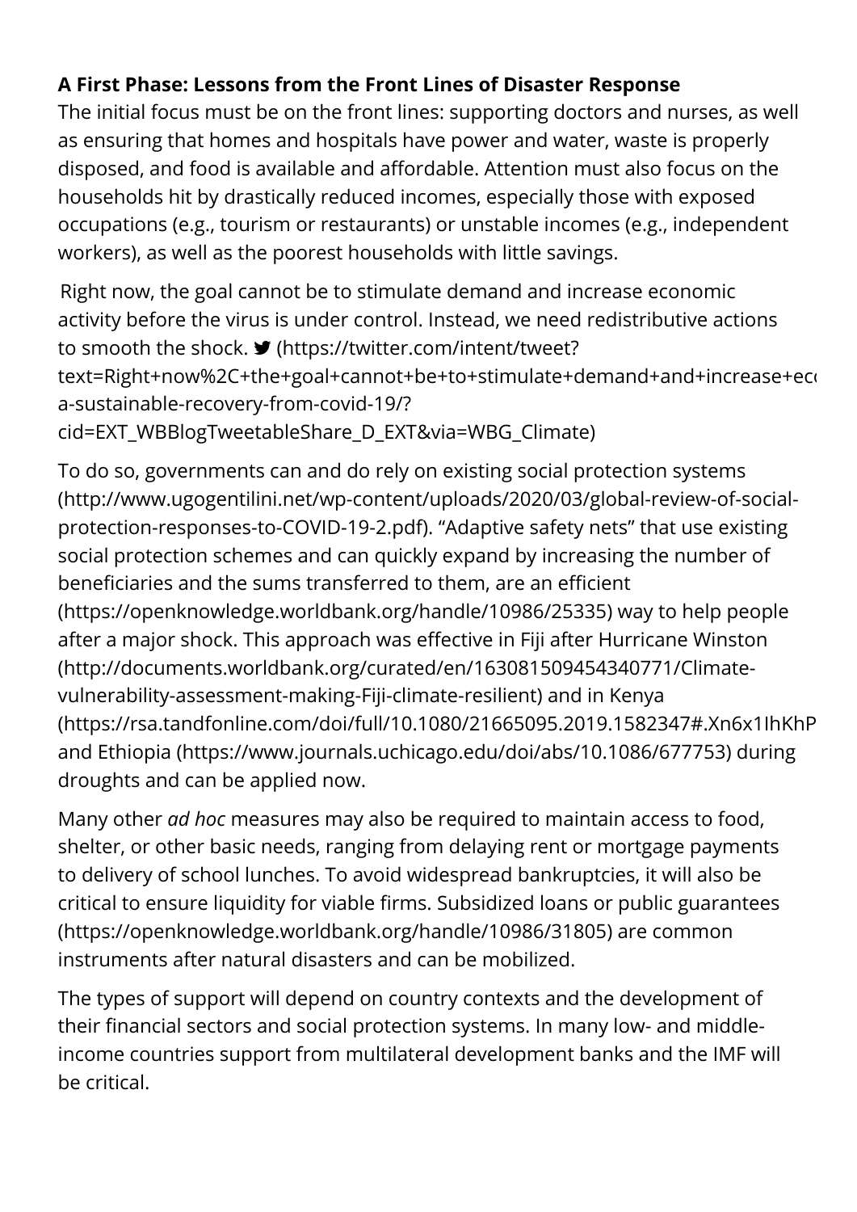**A First Phase: Lessons from the Front Lines of Disaster Response**

The initial focus must be on the front lines: supporting doctors and nurses, as well as ensuring that homes and hospitals have power and water, waste is properly disposed, and food is available and affordable. Attention must also focus on the households hit by drastically reduced incomes, especially those with exposed occupations (e.g., tourism or restaurants) or unstable incomes (e.g., independent workers), as well as the poorest households with little savings.

Right now, the goal cannot be to stimulate demand and increase economic activity before the virus is under control. Instead, we need redistributive actions to smooth the shock. (https://twitter.com/intent/tweet?text=Right+now%2C+the+goal+cannot+be+to+stimulate+demand+and+increase+ec a-sustainable-recovery-from-covid-19/?cid=EXT_WBBlogTweetableShare_D_EXT&via=WBG_Climate)

To do so, governments can and do rely on existing social protection systems (http://www.ugogentilini.net/wp-content/uploads/2020/03/global-review-of-social-protection-responses-to-COVID-19-2.pdf). "Adaptive safety nets" that use existing social protection schemes and can quickly expand by increasing the number of beneficiaries and the sums transferred to them, are an efficient (https://openknowledge.worldbank.org/handle/10986/25335) way to help people after a major shock. This approach was effective in Fiji after Hurricane Winston (http://documents.worldbank.org/curated/en/163081509454340771/Climate-vulnerability-assessment-making-Fiji-climate-resilient) and in Kenya (https://rsa.tandfonline.com/doi/full/10.1080/21665095.2019.1582347#.Xn6x1IhKhP and Ethiopia (https://www.journals.uchicago.edu/doi/abs/10.1086/677753) during droughts and can be applied now.

Many other *ad hoc* measures may also be required to maintain access to food, shelter, or other basic needs, ranging from delaying rent or mortgage payments to delivery of school lunches. To avoid widespread bankruptcies, it will also be critical to ensure liquidity for viable firms. Subsidized loans or public guarantees (https://openknowledge.worldbank.org/handle/10986/31805) are common instruments after natural disasters and can be mobilized.

The types of support will depend on country contexts and the development of their financial sectors and social protection systems. In many low- and middle-income countries support from multilateral development banks and the IMF will be critical.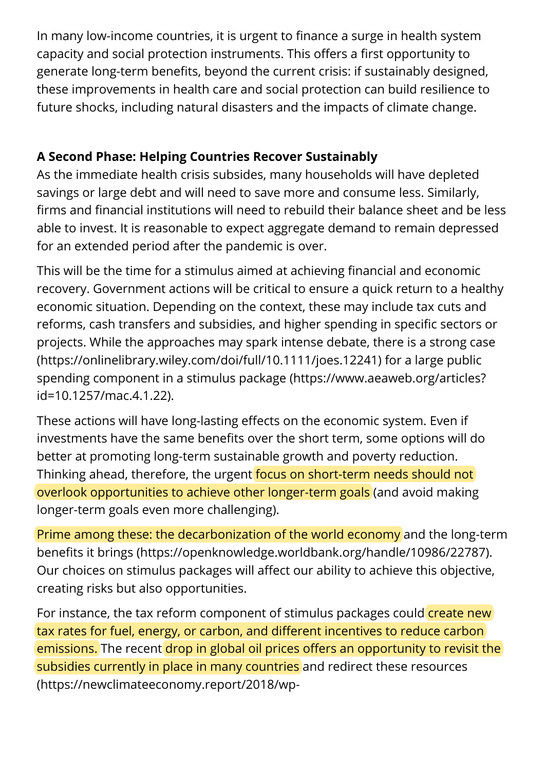In many low-income countries, it is urgent to finance a surge in health system capacity and social protection instruments. This offers a first opportunity to generate long-term benefits, beyond the current crisis: if sustainably designed, these improvements in health care and social protection can build resilience to future shocks, including natural disasters and the impacts of climate change.

**A Second Phase: Helping Countries Recover Sustainably**

As the immediate health crisis subsides, many households will have depleted savings or large debt and will need to save more and consume less. Similarly, firms and financial institutions will need to rebuild their balance sheet and be less able to invest. It is reasonable to expect aggregate demand to remain depressed for an extended period after the pandemic is over.

This will be the time for a stimulus aimed at achieving financial and economic recovery. Government actions will be critical to ensure a quick return to a healthy economic situation. Depending on the context, these may include tax cuts and reforms, cash transfers and subsidies, and higher spending in specific sectors or projects. While the approaches may spark intense debate, there is a strong case (https://onlinelibrary.wiley.com/doi/full/10.1111/joes.12241) for a large public spending component in a stimulus package (https://www.aeaweb.org/articles?id=10.1257/mac.4.1.22).

These actions will have long-lasting effects on the economic system. Even if investments have the same benefits over the short term, some options will do better at promoting long-term sustainable growth and poverty reduction. Thinking ahead, therefore, the urgent focus on short-term needs should not overlook opportunities to achieve other longer-term goals (and avoid making longer-term goals even more challenging).

Prime among these: the decarbonization of the world economy and the long-term benefits it brings (https://openknowledge.worldbank.org/handle/10986/22787). Our choices on stimulus packages will affect our ability to achieve this objective, creating risks but also opportunities.

For instance, the tax reform component of stimulus packages could create new tax rates for fuel, energy, or carbon, and different incentives to reduce carbon emissions. The recent drop in global oil prices offers an opportunity to revisit the subsidies currently in place in many countries and redirect these resources (https://newclimateeconomy.report/2018/wp-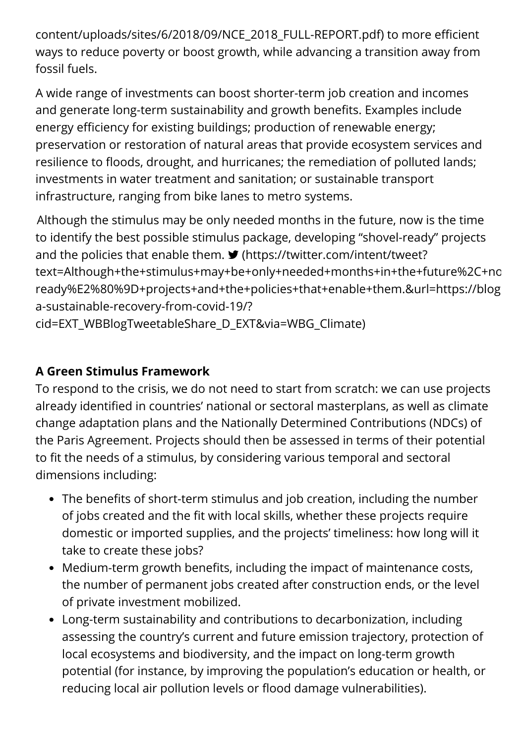content/uploads/sites/6/2018/09/NCE_2018_FULL-REPORT.pdf) to more efficient ways to reduce poverty or boost growth, while advancing a transition away from fossil fuels.

A wide range of investments can boost shorter-term job creation and incomes and generate long-term sustainability and growth benefits. Examples include energy efficiency for existing buildings; production of renewable energy; preservation or restoration of natural areas that provide ecosystem services and resilience to floods, drought, and hurricanes; the remediation of polluted lands; investments in water treatment and sanitation; or sustainable transport infrastructure, ranging from bike lanes to metro systems.

Although the stimulus may be only needed months in the future, now is the time to identify the best possible stimulus package, developing "shovel-ready" projects and the policies that enable them. (https://twitter.com/intent/tweet?text=Although+the+stimulus+may+be+only+needed+months+in+the+future%2C+no ready%E2%80%9D+projects+and+the+policies+that+enable+them.&url=https://blog a-sustainable-recovery-from-covid-19/?cid=EXT_WBBlogTweetableShare_D_EXT&via=WBG_Climate)

**A Green Stimulus Framework**

To respond to the crisis, we do not need to start from scratch: we can use projects already identified in countries' national or sectoral masterplans, as well as climate change adaptation plans and the Nationally Determined Contributions (NDCs) of the Paris Agreement. Projects should then be assessed in terms of their potential to fit the needs of a stimulus, by considering various temporal and sectoral dimensions including:

- The benefits of short-term stimulus and job creation, including the number of jobs created and the fit with local skills, whether these projects require domestic or imported supplies, and the projects' timeliness: how long will it take to create these jobs?
- Medium-term growth benefits, including the impact of maintenance costs, the number of permanent jobs created after construction ends, or the level of private investment mobilized.
- Long-term sustainability and contributions to decarbonization, including assessing the country's current and future emission trajectory, protection of local ecosystems and biodiversity, and the impact on long-term growth potential (for instance, by improving the population's education or health, or reducing local air pollution levels or flood damage vulnerabilities).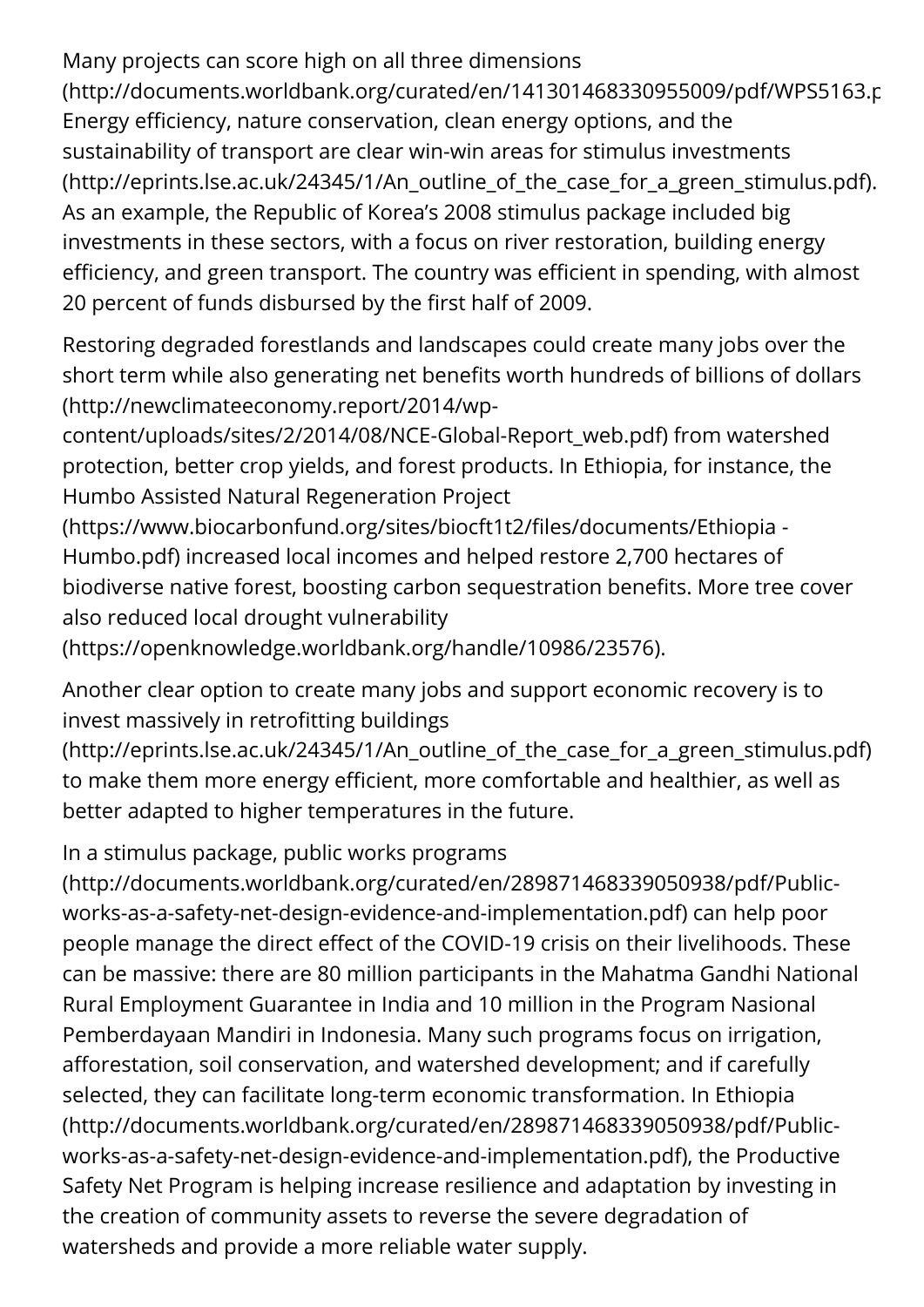Many projects can score high on all three dimensions (http://documents.worldbank.org/curated/en/141301468330955009/pdf/WPS5163.p Energy efficiency, nature conservation, clean energy options, and the sustainability of transport are clear win-win areas for stimulus investments (http://eprints.lse.ac.uk/24345/1/An_outline_of_the_case_for_a_green_stimulus.pdf). As an example, the Republic of Korea's 2008 stimulus package included big investments in these sectors, with a focus on river restoration, building energy efficiency, and green transport. The country was efficient in spending, with almost 20 percent of funds disbursed by the first half of 2009.

Restoring degraded forestlands and landscapes could create many jobs over the short term while also generating net benefits worth hundreds of billions of dollars (http://newclimateeconomy.report/2014/wp-content/uploads/sites/2/2014/08/NCE-Global-Report_web.pdf) from watershed protection, better crop yields, and forest products. In Ethiopia, for instance, the Humbo Assisted Natural Regeneration Project (https://www.biocarbonfund.org/sites/biocft1t2/files/documents/Ethiopia - Humbo.pdf) increased local incomes and helped restore 2,700 hectares of biodiverse native forest, boosting carbon sequestration benefits. More tree cover also reduced local drought vulnerability (https://openknowledge.worldbank.org/handle/10986/23576).

Another clear option to create many jobs and support economic recovery is to invest massively in retrofitting buildings (http://eprints.lse.ac.uk/24345/1/An_outline_of_the_case_for_a_green_stimulus.pdf) to make them more energy efficient, more comfortable and healthier, as well as better adapted to higher temperatures in the future.

In a stimulus package, public works programs (http://documents.worldbank.org/curated/en/289871468339050938/pdf/Public-works-as-a-safety-net-design-evidence-and-implementation.pdf) can help poor people manage the direct effect of the COVID-19 crisis on their livelihoods. These can be massive: there are 80 million participants in the Mahatma Gandhi National Rural Employment Guarantee in India and 10 million in the Program Nasional Pemberdayaan Mandiri in Indonesia. Many such programs focus on irrigation, afforestation, soil conservation, and watershed development; and if carefully selected, they can facilitate long-term economic transformation. In Ethiopia (http://documents.worldbank.org/curated/en/289871468339050938/pdf/Public-works-as-a-safety-net-design-evidence-and-implementation.pdf), the Productive Safety Net Program is helping increase resilience and adaptation by investing in the creation of community assets to reverse the severe degradation of watersheds and provide a more reliable water supply.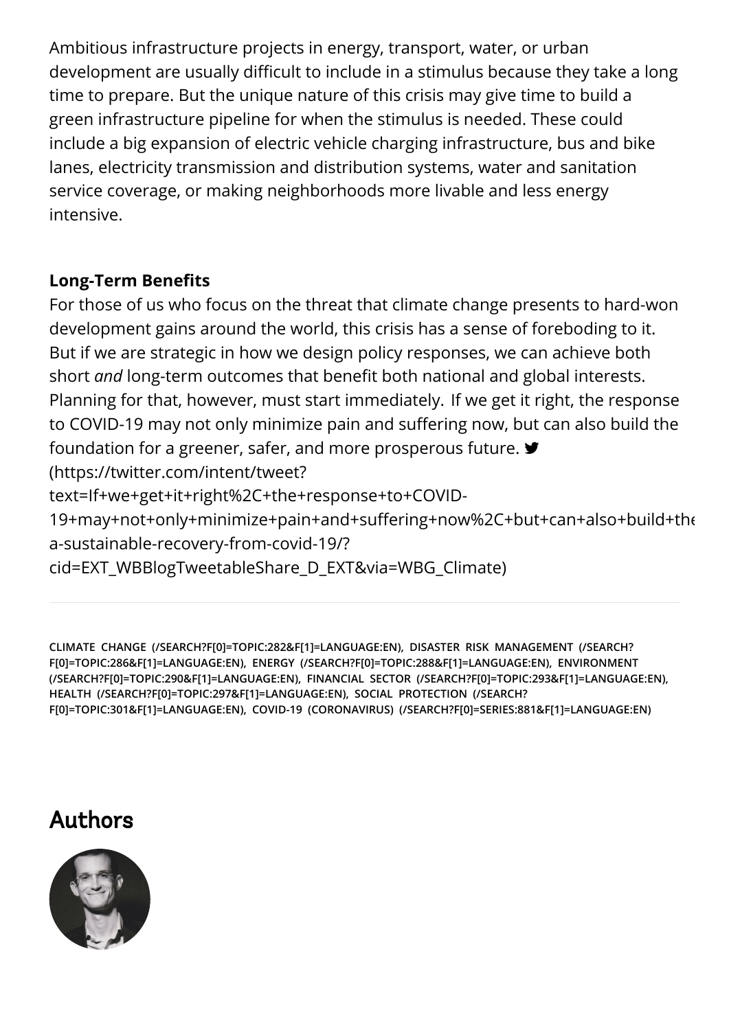Ambitious infrastructure projects in energy, transport, water, or urban development are usually difficult to include in a stimulus because they take a long time to prepare. But the unique nature of this crisis may give time to build a green infrastructure pipeline for when the stimulus is needed. These could include a big expansion of electric vehicle charging infrastructure, bus and bike lanes, electricity transmission and distribution systems, water and sanitation service coverage, or making neighborhoods more livable and less energy intensive.

**Long-Term Benefits**

For those of us who focus on the threat that climate change presents to hard-won development gains around the world, this crisis has a sense of foreboding to it. But if we are strategic in how we design policy responses, we can achieve both short *and* long-term outcomes that benefit both national and global interests. Planning for that, however, must start immediately. If we get it right, the response to COVID-19 may not only minimize pain and suffering now, but can also build the foundation for a greener, safer, and more prosperous future. (https://twitter.com/intent/tweet?text=If+we+get+it+right%2C+the+response+to+COVID-19+may+not+only+minimize+pain+and+suffering+now%2C+but+can+also+build+the a-sustainable-recovery-from-covid-19/?cid=EXT_WBBlogTweetableShare_D_EXT&via=WBG_Climate)

---

CLIMATE CHANGE (/SEARCH?F[0]=TOPIC:282&F[1]=LANGUAGE:EN), DISASTER RISK MANAGEMENT (/SEARCH?F[0]=TOPIC:286&F[1]=LANGUAGE:EN), ENERGY (/SEARCH?F[0]=TOPIC:288&F[1]=LANGUAGE:EN), ENVIRONMENT (/SEARCH?F[0]=TOPIC:290&F[1]=LANGUAGE:EN), FINANCIAL SECTOR (/SEARCH?F[0]=TOPIC:293&F[1]=LANGUAGE:EN), HEALTH (/SEARCH?F[0]=TOPIC:297&F[1]=LANGUAGE:EN), SOCIAL PROTECTION (/SEARCH?F[0]=TOPIC:301&F[1]=LANGUAGE:EN), COVID-19 (CORONAVIRUS) (/SEARCH?F[0]=SERIES:881&F[1]=LANGUAGE:EN)

## Authors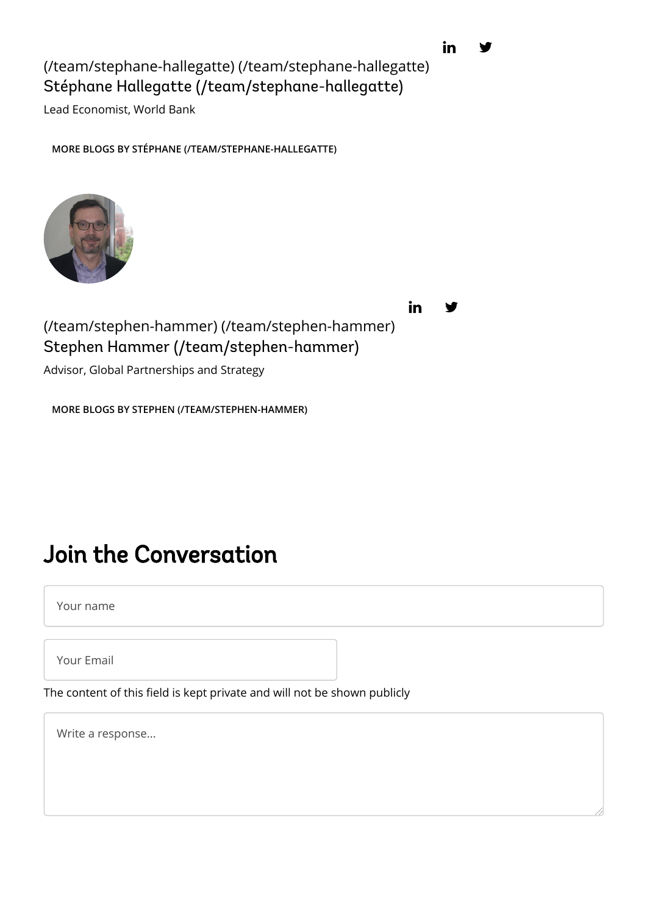(/team/stephane-hallegatte) (/team/stephane-hallegatte)
Stéphane Hallegatte (/team/stephane-hallegatte)

Lead Economist, World Bank

MORE BLOGS BY STÉPHANE (/TEAM/STEPHANE-HALLEGATTE)

(/team/stephen-hammer) (/team/stephen-hammer)
Stephen Hammer (/team/stephen-hammer)

Advisor, Global Partnerships and Strategy

MORE BLOGS BY STEPHEN (/TEAM/STEPHEN-HAMMER)

# Join the Conversation

Your name

Your Email

The content of this field is kept private and will not be shown publicly

Write a response...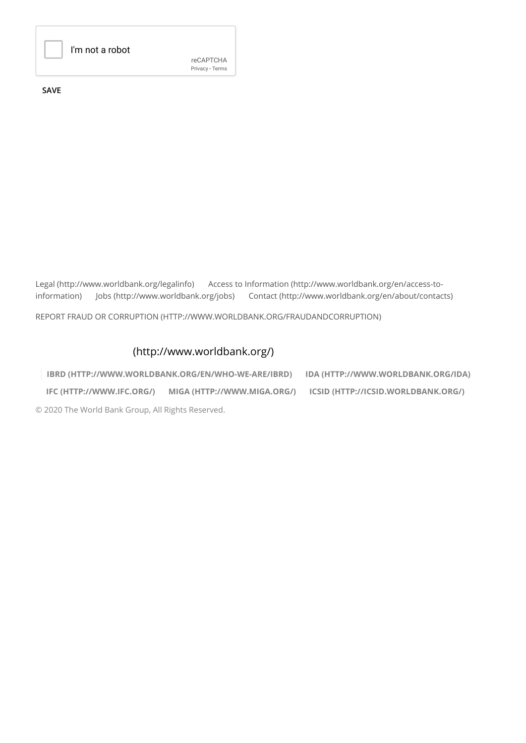I'm not a robot

reCAPTCHA
Privacy - Terms

**SAVE**

Legal (http://www.worldbank.org/legalinfo)    Access to Information (http://www.worldbank.org/en/access-to-information)    Jobs (http://www.worldbank.org/jobs)    Contact (http://www.worldbank.org/en/about/contacts)

REPORT FRAUD OR CORRUPTION (HTTP://WWW.WORLDBANK.ORG/FRAUDANDCORRUPTION)

(http://www.worldbank.org/)

**IBRD (HTTP://WWW.WORLDBANK.ORG/EN/WHO-WE-ARE/IBRD)**    **IDA (HTTP://WWW.WORLDBANK.ORG/IDA)**

**IFC (HTTP://WWW.IFC.ORG/)**    **MIGA (HTTP://WWW.MIGA.ORG/)**    **ICSID (HTTP://ICSID.WORLDBANK.ORG/)**

© 2020 The World Bank Group, All Rights Reserved.